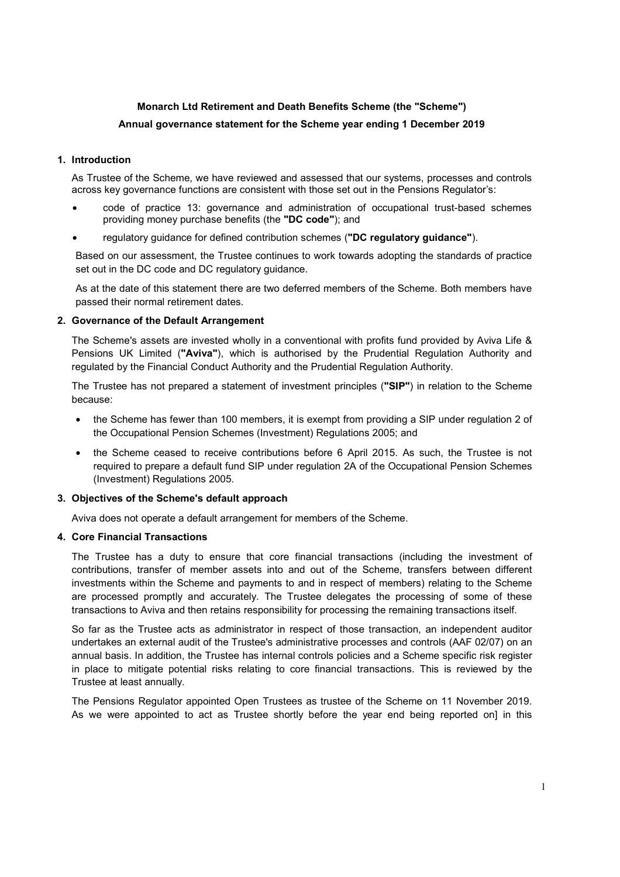**Monarch Ltd Retirement and Death Benefits Scheme (the "Scheme")**

**Annual governance statement for the Scheme year ending 1 December 2019**

## 1. Introduction

As Trustee of the Scheme, we have reviewed and assessed that our systems, processes and controls across key governance functions are consistent with those set out in the Pensions Regulator's:

- code of practice 13: governance and administration of occupational trust-based schemes providing money purchase benefits (the **"DC code"**); and
- regulatory guidance for defined contribution schemes (**"DC regulatory guidance"**).

Based on our assessment, the Trustee continues to work towards adopting the standards of practice set out in the DC code and DC regulatory guidance.

As at the date of this statement there are two deferred members of the Scheme. Both members have passed their normal retirement dates.

## 2. Governance of the Default Arrangement

The Scheme's assets are invested wholly in a conventional with profits fund provided by Aviva Life & Pensions UK Limited (**"Aviva"**), which is authorised by the Prudential Regulation Authority and regulated by the Financial Conduct Authority and the Prudential Regulation Authority.

The Trustee has not prepared a statement of investment principles (**"SIP"**) in relation to the Scheme because:

- the Scheme has fewer than 100 members, it is exempt from providing a SIP under regulation 2 of the Occupational Pension Schemes (Investment) Regulations 2005; and
- the Scheme ceased to receive contributions before 6 April 2015. As such, the Trustee is not required to prepare a default fund SIP under regulation 2A of the Occupational Pension Schemes (Investment) Regulations 2005.

## 3. Objectives of the Scheme's default approach

Aviva does not operate a default arrangement for members of the Scheme.

## 4. Core Financial Transactions

The Trustee has a duty to ensure that core financial transactions (including the investment of contributions, transfer of member assets into and out of the Scheme, transfers between different investments within the Scheme and payments to and in respect of members) relating to the Scheme are processed promptly and accurately. The Trustee delegates the processing of some of these transactions to Aviva and then retains responsibility for processing the remaining transactions itself.

So far as the Trustee acts as administrator in respect of those transaction, an independent auditor undertakes an external audit of the Trustee's administrative processes and controls (AAF 02/07) on an annual basis. In addition, the Trustee has internal controls policies and a Scheme specific risk register in place to mitigate potential risks relating to core financial transactions. This is reviewed by the Trustee at least annually.

The Pensions Regulator appointed Open Trustees as trustee of the Scheme on 11 November 2019. As we were appointed to act as Trustee shortly before the year end being reported on] in this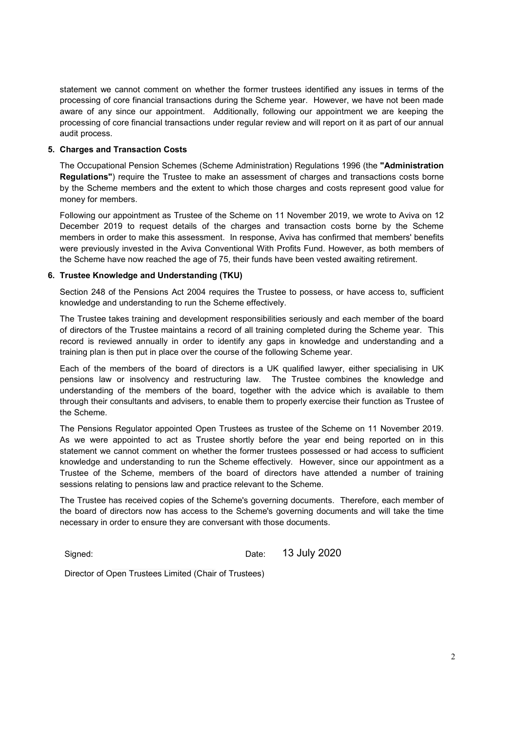statement we cannot comment on whether the former trustees identified any issues in terms of the processing of core financial transactions during the Scheme year. However, we have not been made aware of any since our appointment. Additionally, following our appointment we are keeping the processing of core financial transactions under regular review and will report on it as part of our annual audit process.

**5. Charges and Transaction Costs**

The Occupational Pension Schemes (Scheme Administration) Regulations 1996 (the **"Administration Regulations"**) require the Trustee to make an assessment of charges and transactions costs borne by the Scheme members and the extent to which those charges and costs represent good value for money for members.

Following our appointment as Trustee of the Scheme on 11 November 2019, we wrote to Aviva on 12 December 2019 to request details of the charges and transaction costs borne by the Scheme members in order to make this assessment. In response, Aviva has confirmed that members' benefits were previously invested in the Aviva Conventional With Profits Fund. However, as both members of the Scheme have now reached the age of 75, their funds have been vested awaiting retirement.

**6. Trustee Knowledge and Understanding (TKU)**

Section 248 of the Pensions Act 2004 requires the Trustee to possess, or have access to, sufficient knowledge and understanding to run the Scheme effectively.

The Trustee takes training and development responsibilities seriously and each member of the board of directors of the Trustee maintains a record of all training completed during the Scheme year. This record is reviewed annually in order to identify any gaps in knowledge and understanding and a training plan is then put in place over the course of the following Scheme year.

Each of the members of the board of directors is a UK qualified lawyer, either specialising in UK pensions law or insolvency and restructuring law. The Trustee combines the knowledge and understanding of the members of the board, together with the advice which is available to them through their consultants and advisers, to enable them to properly exercise their function as Trustee of the Scheme.

The Pensions Regulator appointed Open Trustees as trustee of the Scheme on 11 November 2019. As we were appointed to act as Trustee shortly before the year end being reported on in this statement we cannot comment on whether the former trustees possessed or had access to sufficient knowledge and understanding to run the Scheme effectively. However, since our appointment as a Trustee of the Scheme, members of the board of directors have attended a number of training sessions relating to pensions law and practice relevant to the Scheme.

The Trustee has received copies of the Scheme's governing documents. Therefore, each member of the board of directors now has access to the Scheme's governing documents and will take the time necessary in order to ensure they are conversant with those documents.

Signed: Date: 13 July 2020

Director of Open Trustees Limited (Chair of Trustees)